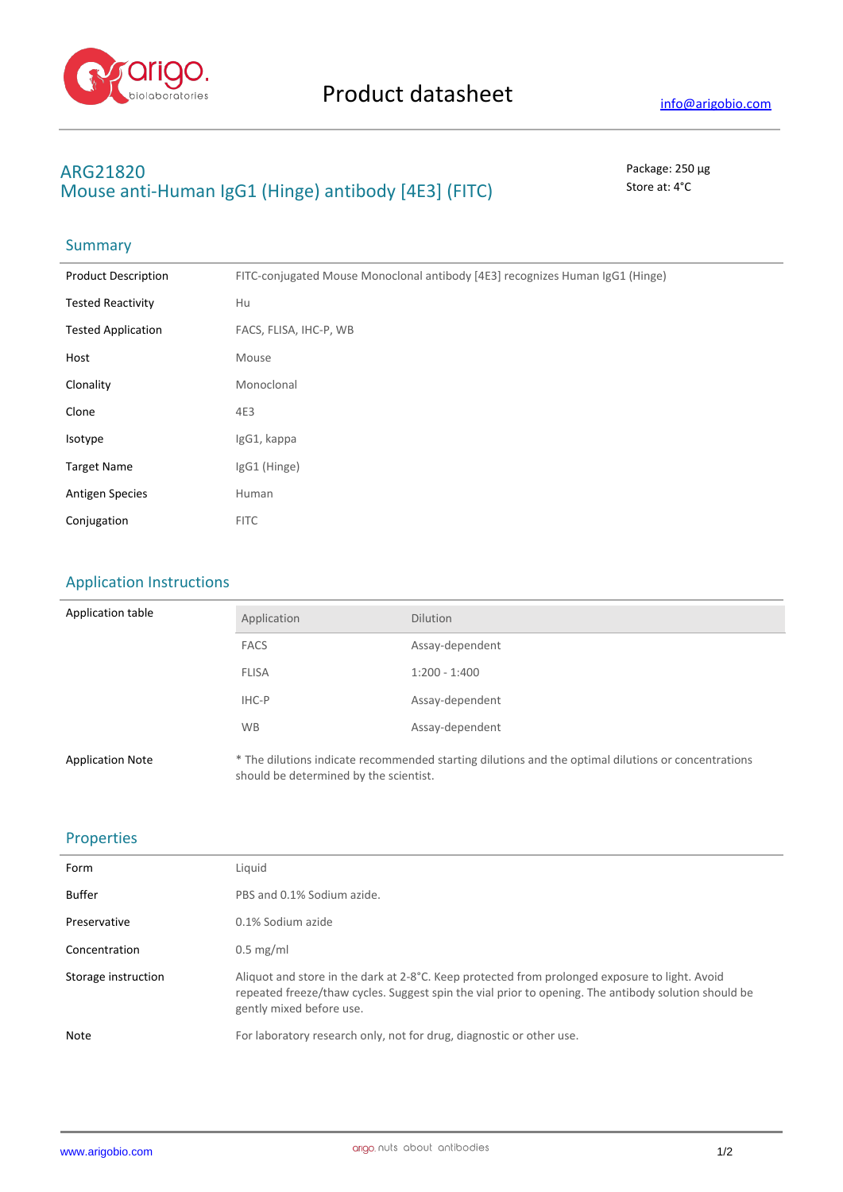# ARG21820
## Mouse anti-Human IgG1 (Hinge) antibody [4E3] (FITC)

Package: 250 μg
Store at: 4°C

## Summary

| | |
|---|---|
| Product Description | FITC-conjugated Mouse Monoclonal antibody [4E3] recognizes Human IgG1 (Hinge) |
| Tested Reactivity | Hu |
| Tested Application | FACS, FLISA, IHC-P, WB |
| Host | Mouse |
| Clonality | Monoclonal |
| Clone | 4E3 |
| Isotype | IgG1, kappa |
| Target Name | IgG1 (Hinge) |
| Antigen Species | Human |
| Conjugation | FITC |

## Application Instructions

Application table

| Application | Dilution |
|---|---|
| FACS | Assay-dependent |
| FLISA | 1:200 - 1:400 |
| IHC-P | Assay-dependent |
| WB | Assay-dependent |

Application Note: * The dilutions indicate recommended starting dilutions and the optimal dilutions or concentrations should be determined by the scientist.

## Properties

| | |
|---|---|
| Form | Liquid |
| Buffer | PBS and 0.1% Sodium azide. |
| Preservative | 0.1% Sodium azide |
| Concentration | 0.5 mg/ml |
| Storage instruction | Aliquot and store in the dark at 2-8°C. Keep protected from prolonged exposure to light. Avoid repeated freeze/thaw cycles. Suggest spin the vial prior to opening. The antibody solution should be gently mixed before use. |
| Note | For laboratory research only, not for drug, diagnostic or other use. |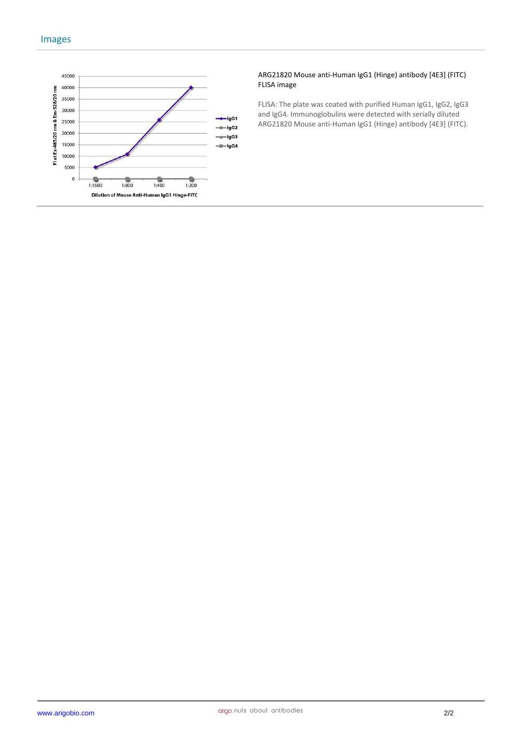## Images

45000
40000
35000
30000
25000
20000
15000
10000
5000
0

Fl at Ex-485/20 nm & Em-528/20 nm

1:1600
1:800
1:400
1:200

Dilution of Mouse Anti-Human IgG1 Hinge-FITC

IgG1
IgG2
IgG3
IgG4

ARG21820 Mouse anti-Human IgG1 (Hinge) antibody [4E3] (FITC) FLISA image

FLISA: The plate was coated with purified Human IgG1, IgG2, IgG3 and IgG4. Immunoglobulins were detected with serially diluted ARG21820 Mouse anti-Human IgG1 (Hinge) antibody [4E3] (FITC).